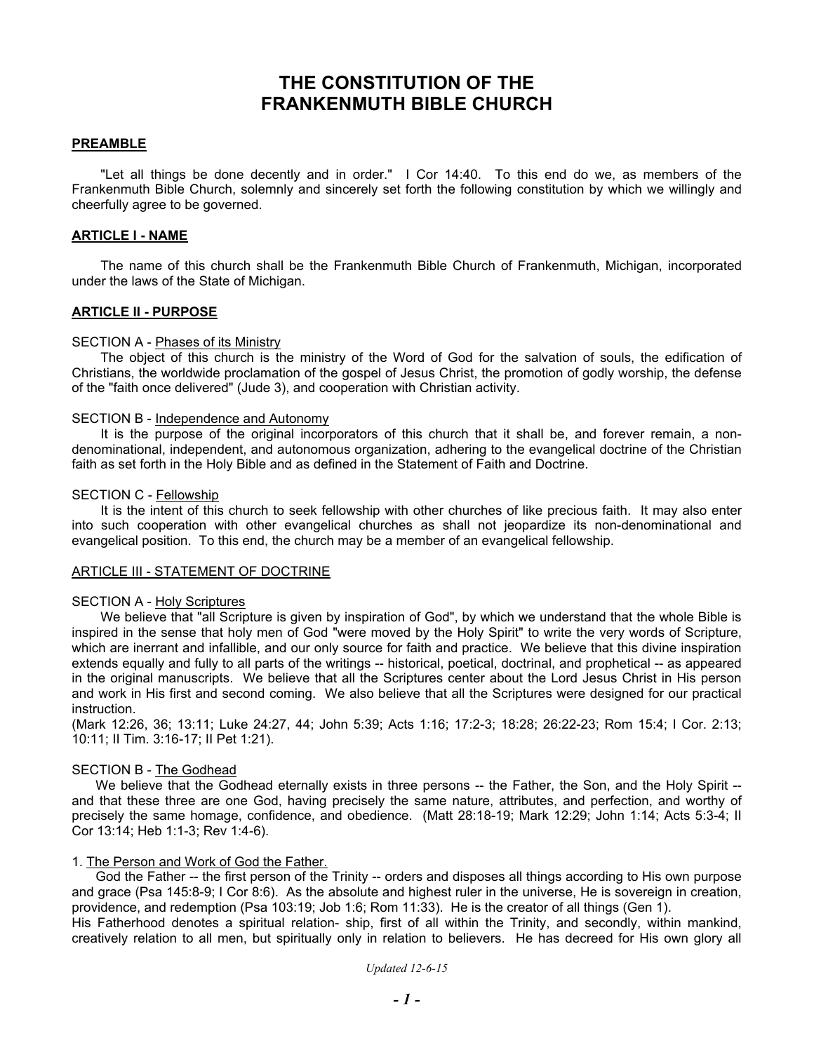# THE CONSTITUTION OF THE FRANKENMUTH BIBLE CHURCH

## PREAMBLE

"Let all things be done decently and in order." I Cor 14:40. To this end do we, as members of the Frankenmuth Bible Church, solemnly and sincerely set forth the following constitution by which we willingly and cheerfully agree to be governed.

## ARTICLE I - NAME

The name of this church shall be the Frankenmuth Bible Church of Frankenmuth, Michigan, incorporated under the laws of the State of Michigan.

## ARTICLE II - PURPOSE

### SECTION A - Phases of its Ministry

The object of this church is the ministry of the Word of God for the salvation of souls, the edification of Christians, the worldwide proclamation of the gospel of Jesus Christ, the promotion of godly worship, the defense of the "faith once delivered" (Jude 3), and cooperation with Christian activity.

### SECTION B - Independence and Autonomy

It is the purpose of the original incorporators of this church that it shall be, and forever remain, a non-denominational, independent, and autonomous organization, adhering to the evangelical doctrine of the Christian faith as set forth in the Holy Bible and as defined in the Statement of Faith and Doctrine.

### SECTION C - Fellowship

It is the intent of this church to seek fellowship with other churches of like precious faith. It may also enter into such cooperation with other evangelical churches as shall not jeopardize its non-denominational and evangelical position. To this end, the church may be a member of an evangelical fellowship.

## ARTICLE III - STATEMENT OF DOCTRINE

### SECTION A - Holy Scriptures

We believe that "all Scripture is given by inspiration of God", by which we understand that the whole Bible is inspired in the sense that holy men of God "were moved by the Holy Spirit" to write the very words of Scripture, which are inerrant and infallible, and our only source for faith and practice. We believe that this divine inspiration extends equally and fully to all parts of the writings -- historical, poetical, doctrinal, and prophetical -- as appeared in the original manuscripts. We believe that all the Scriptures center about the Lord Jesus Christ in His person and work in His first and second coming. We also believe that all the Scriptures were designed for our practical instruction.
(Mark 12:26, 36; 13:11; Luke 24:27, 44; John 5:39; Acts 1:16; 17:2-3; 18:28; 26:22-23; Rom 15:4; I Cor. 2:13; 10:11; II Tim. 3:16-17; II Pet 1:21).

### SECTION B - The Godhead

We believe that the Godhead eternally exists in three persons -- the Father, the Son, and the Holy Spirit -- and that these three are one God, having precisely the same nature, attributes, and perfection, and worthy of precisely the same homage, confidence, and obedience. (Matt 28:18-19; Mark 12:29; John 1:14; Acts 5:3-4; II Cor 13:14; Heb 1:1-3; Rev 1:4-6).

#### 1. The Person and Work of God the Father.

God the Father -- the first person of the Trinity -- orders and disposes all things according to His own purpose and grace (Psa 145:8-9; I Cor 8:6). As the absolute and highest ruler in the universe, He is sovereign in creation, providence, and redemption (Psa 103:19; Job 1:6; Rom 11:33). He is the creator of all things (Gen 1).
His Fatherhood denotes a spiritual relation- ship, first of all within the Trinity, and secondly, within mankind, creatively relation to all men, but spiritually only in relation to believers. He has decreed for His own glory all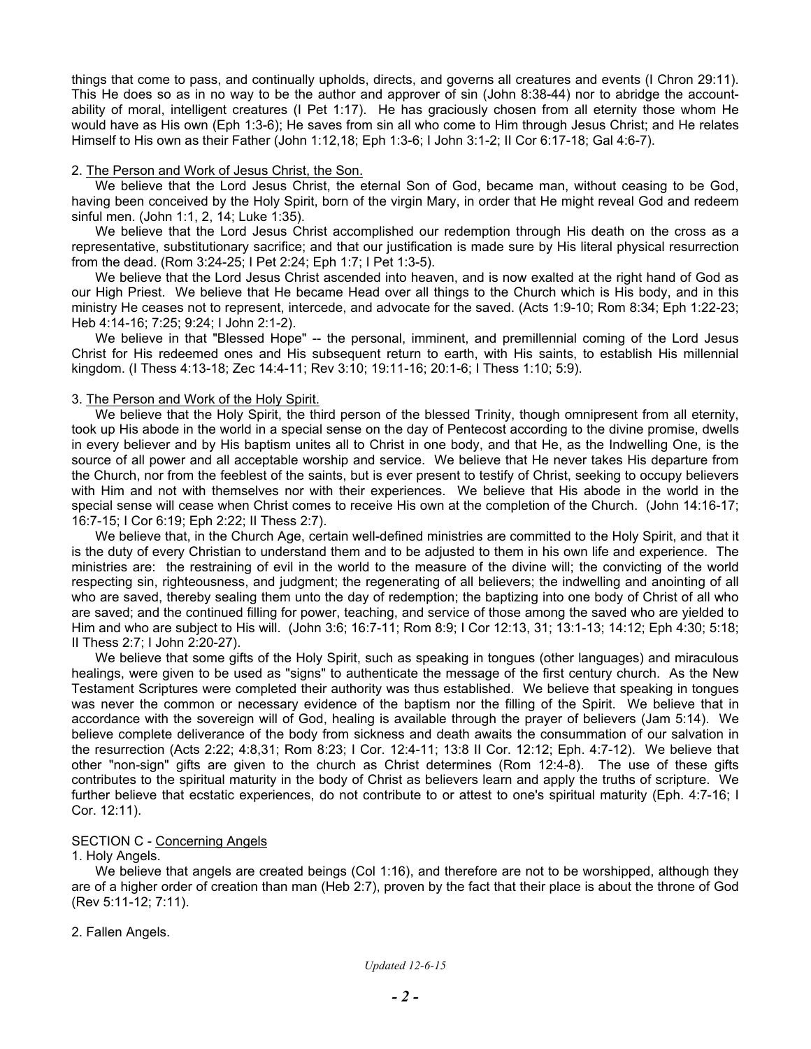things that come to pass, and continually upholds, directs, and governs all creatures and events (I Chron 29:11). This He does so as in no way to be the author and approver of sin (John 8:38-44) nor to abridge the accountability of moral, intelligent creatures (I Pet 1:17). He has graciously chosen from all eternity those whom He would have as His own (Eph 1:3-6); He saves from sin all who come to Him through Jesus Christ; and He relates Himself to His own as their Father (John 1:12,18; Eph 1:3-6; I John 3:1-2; II Cor 6:17-18; Gal 4:6-7).

2. <u>The Person and Work of Jesus Christ, the Son.</u>

We believe that the Lord Jesus Christ, the eternal Son of God, became man, without ceasing to be God, having been conceived by the Holy Spirit, born of the virgin Mary, in order that He might reveal God and redeem sinful men. (John 1:1, 2, 14; Luke 1:35).

We believe that the Lord Jesus Christ accomplished our redemption through His death on the cross as a representative, substitutionary sacrifice; and that our justification is made sure by His literal physical resurrection from the dead. (Rom 3:24-25; I Pet 2:24; Eph 1:7; I Pet 1:3-5).

We believe that the Lord Jesus Christ ascended into heaven, and is now exalted at the right hand of God as our High Priest. We believe that He became Head over all things to the Church which is His body, and in this ministry He ceases not to represent, intercede, and advocate for the saved. (Acts 1:9-10; Rom 8:34; Eph 1:22-23; Heb 4:14-16; 7:25; 9:24; I John 2:1-2).

We believe in that "Blessed Hope" -- the personal, imminent, and premillennial coming of the Lord Jesus Christ for His redeemed ones and His subsequent return to earth, with His saints, to establish His millennial kingdom. (I Thess 4:13-18; Zec 14:4-11; Rev 3:10; 19:11-16; 20:1-6; I Thess 1:10; 5:9).

3. <u>The Person and Work of the Holy Spirit.</u>

We believe that the Holy Spirit, the third person of the blessed Trinity, though omnipresent from all eternity, took up His abode in the world in a special sense on the day of Pentecost according to the divine promise, dwells in every believer and by His baptism unites all to Christ in one body, and that He, as the Indwelling One, is the source of all power and all acceptable worship and service. We believe that He never takes His departure from the Church, nor from the feeblest of the saints, but is ever present to testify of Christ, seeking to occupy believers with Him and not with themselves nor with their experiences. We believe that His abode in the world in the special sense will cease when Christ comes to receive His own at the completion of the Church. (John 14:16-17; 16:7-15; I Cor 6:19; Eph 2:22; II Thess 2:7).

We believe that, in the Church Age, certain well-defined ministries are committed to the Holy Spirit, and that it is the duty of every Christian to understand them and to be adjusted to them in his own life and experience. The ministries are: the restraining of evil in the world to the measure of the divine will; the convicting of the world respecting sin, righteousness, and judgment; the regenerating of all believers; the indwelling and anointing of all who are saved, thereby sealing them unto the day of redemption; the baptizing into one body of Christ of all who are saved; and the continued filling for power, teaching, and service of those among the saved who are yielded to Him and who are subject to His will. (John 3:6; 16:7-11; Rom 8:9; I Cor 12:13, 31; 13:1-13; 14:12; Eph 4:30; 5:18; II Thess 2:7; I John 2:20-27).

We believe that some gifts of the Holy Spirit, such as speaking in tongues (other languages) and miraculous healings, were given to be used as "signs" to authenticate the message of the first century church. As the New Testament Scriptures were completed their authority was thus established. We believe that speaking in tongues was never the common or necessary evidence of the baptism nor the filling of the Spirit. We believe that in accordance with the sovereign will of God, healing is available through the prayer of believers (Jam 5:14). We believe complete deliverance of the body from sickness and death awaits the consummation of our salvation in the resurrection (Acts 2:22; 4:8,31; Rom 8:23; I Cor. 12:4-11; 13:8 II Cor. 12:12; Eph. 4:7-12). We believe that other "non-sign" gifts are given to the church as Christ determines (Rom 12:4-8). The use of these gifts contributes to the spiritual maturity in the body of Christ as believers learn and apply the truths of scripture. We further believe that ecstatic experiences, do not contribute to or attest to one's spiritual maturity (Eph. 4:7-16; I Cor. 12:11).

SECTION C - <u>Concerning Angels</u>

1. Holy Angels.

We believe that angels are created beings (Col 1:16), and therefore are not to be worshipped, although they are of a higher order of creation than man (Heb 2:7), proven by the fact that their place is about the throne of God (Rev 5:11-12; 7:11).

2. Fallen Angels.

*Updated 12-6-15*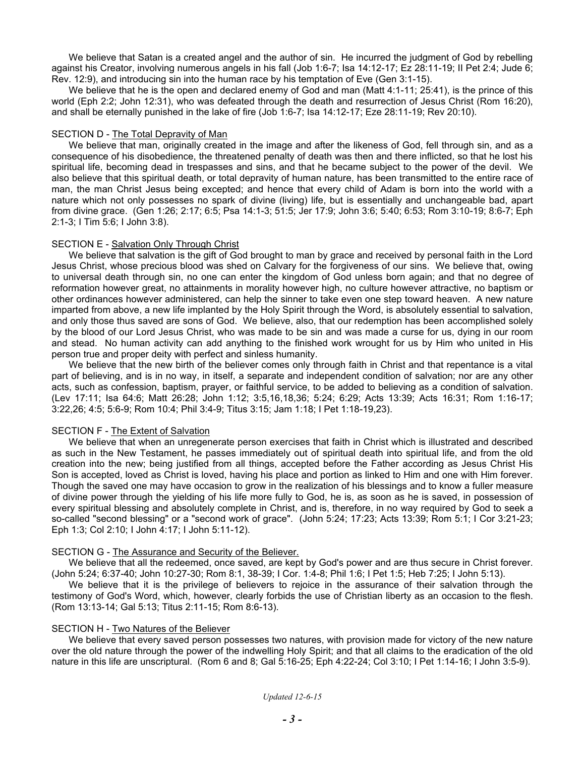We believe that Satan is a created angel and the author of sin. He incurred the judgment of God by rebelling against his Creator, involving numerous angels in his fall (Job 1:6-7; Isa 14:12-17; Ez 28:11-19; II Pet 2:4; Jude 6; Rev. 12:9), and introducing sin into the human race by his temptation of Eve (Gen 3:1-15).

We believe that he is the open and declared enemy of God and man (Matt 4:1-11; 25:41), is the prince of this world (Eph 2:2; John 12:31), who was defeated through the death and resurrection of Jesus Christ (Rom 16:20), and shall be eternally punished in the lake of fire (Job 1:6-7; Isa 14:12-17; Eze 28:11-19; Rev 20:10).

SECTION D - The Total Depravity of Man

We believe that man, originally created in the image and after the likeness of God, fell through sin, and as a consequence of his disobedience, the threatened penalty of death was then and there inflicted, so that he lost his spiritual life, becoming dead in trespasses and sins, and that he became subject to the power of the devil. We also believe that this spiritual death, or total depravity of human nature, has been transmitted to the entire race of man, the man Christ Jesus being excepted; and hence that every child of Adam is born into the world with a nature which not only possesses no spark of divine (living) life, but is essentially and unchangeable bad, apart from divine grace. (Gen 1:26; 2:17; 6:5; Psa 14:1-3; 51:5; Jer 17:9; John 3:6; 5:40; 6:53; Rom 3:10-19; 8:6-7; Eph 2:1-3; I Tim 5:6; I John 3:8).

SECTION E - Salvation Only Through Christ

We believe that salvation is the gift of God brought to man by grace and received by personal faith in the Lord Jesus Christ, whose precious blood was shed on Calvary for the forgiveness of our sins. We believe that, owing to universal death through sin, no one can enter the kingdom of God unless born again; and that no degree of reformation however great, no attainments in morality however high, no culture however attractive, no baptism or other ordinances however administered, can help the sinner to take even one step toward heaven. A new nature imparted from above, a new life implanted by the Holy Spirit through the Word, is absolutely essential to salvation, and only those thus saved are sons of God. We believe, also, that our redemption has been accomplished solely by the blood of our Lord Jesus Christ, who was made to be sin and was made a curse for us, dying in our room and stead. No human activity can add anything to the finished work wrought for us by Him who united in His person true and proper deity with perfect and sinless humanity.

We believe that the new birth of the believer comes only through faith in Christ and that repentance is a vital part of believing, and is in no way, in itself, a separate and independent condition of salvation; nor are any other acts, such as confession, baptism, prayer, or faithful service, to be added to believing as a condition of salvation. (Lev 17:11; Isa 64:6; Matt 26:28; John 1:12; 3:5,16,18,36; 5:24; 6:29; Acts 13:39; Acts 16:31; Rom 1:16-17; 3:22,26; 4:5; 5:6-9; Rom 10:4; Phil 3:4-9; Titus 3:15; Jam 1:18; I Pet 1:18-19,23).

SECTION F - The Extent of Salvation

We believe that when an unregenerate person exercises that faith in Christ which is illustrated and described as such in the New Testament, he passes immediately out of spiritual death into spiritual life, and from the old creation into the new; being justified from all things, accepted before the Father according as Jesus Christ His Son is accepted, loved as Christ is loved, having his place and portion as linked to Him and one with Him forever. Though the saved one may have occasion to grow in the realization of his blessings and to know a fuller measure of divine power through the yielding of his life more fully to God, he is, as soon as he is saved, in possession of every spiritual blessing and absolutely complete in Christ, and is, therefore, in no way required by God to seek a so-called "second blessing" or a "second work of grace". (John 5:24; 17:23; Acts 13:39; Rom 5:1; I Cor 3:21-23; Eph 1:3; Col 2:10; I John 4:17; I John 5:11-12).

SECTION G - The Assurance and Security of the Believer.

We believe that all the redeemed, once saved, are kept by God's power and are thus secure in Christ forever. (John 5:24; 6:37-40; John 10:27-30; Rom 8:1, 38-39; I Cor. 1:4-8; Phil 1:6; I Pet 1:5; Heb 7:25; I John 5:13).

We believe that it is the privilege of believers to rejoice in the assurance of their salvation through the testimony of God's Word, which, however, clearly forbids the use of Christian liberty as an occasion to the flesh. (Rom 13:13-14; Gal 5:13; Titus 2:11-15; Rom 8:6-13).

SECTION H - Two Natures of the Believer

We believe that every saved person possesses two natures, with provision made for victory of the new nature over the old nature through the power of the indwelling Holy Spirit; and that all claims to the eradication of the old nature in this life are unscriptural. (Rom 6 and 8; Gal 5:16-25; Eph 4:22-24; Col 3:10; I Pet 1:14-16; I John 3:5-9).

*Updated 12-6-15*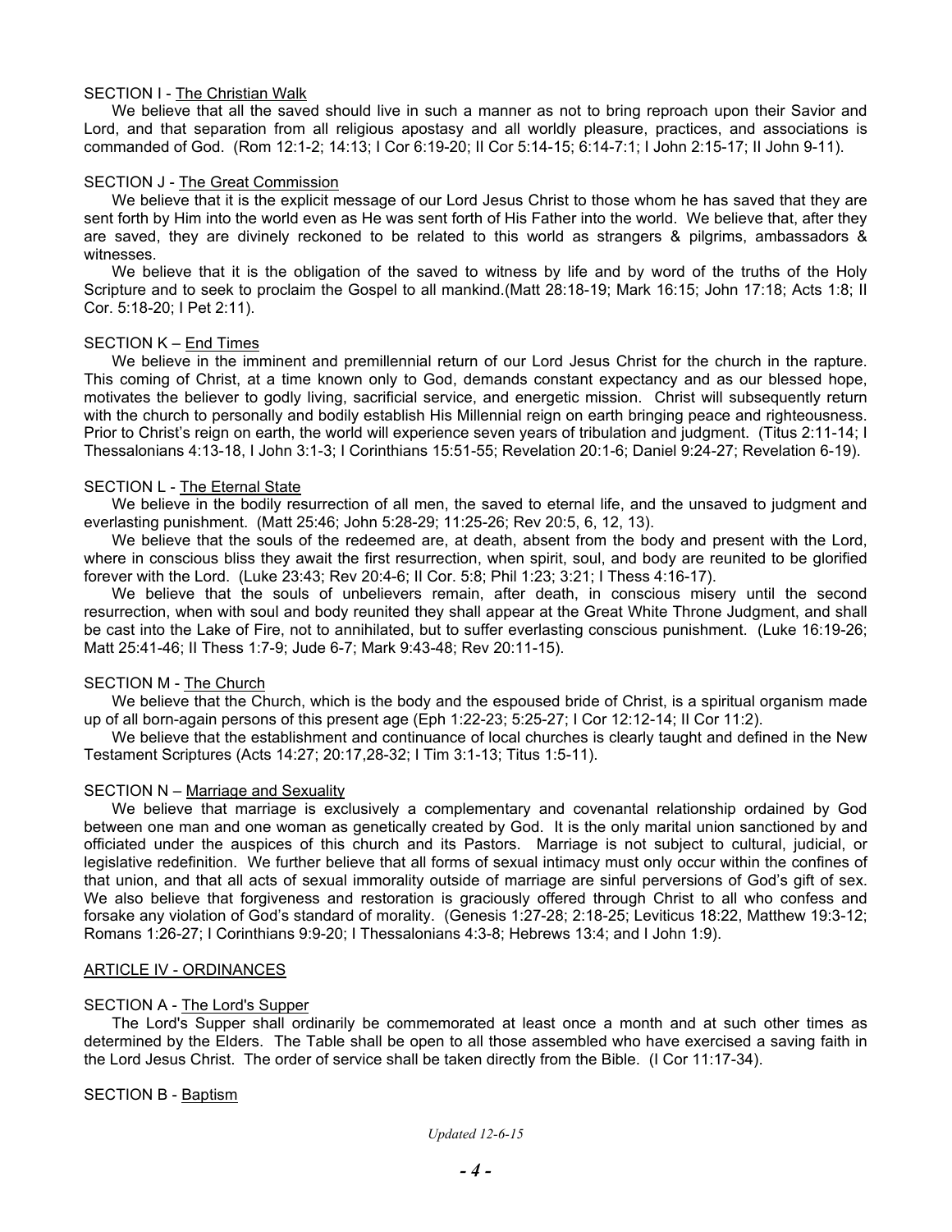SECTION I - <u>The Christian Walk</u>

We believe that all the saved should live in such a manner as not to bring reproach upon their Savior and Lord, and that separation from all religious apostasy and all worldly pleasure, practices, and associations is commanded of God. (Rom 12:1-2; 14:13; I Cor 6:19-20; II Cor 5:14-15; 6:14-7:1; I John 2:15-17; II John 9-11).

SECTION J - <u>The Great Commission</u>

We believe that it is the explicit message of our Lord Jesus Christ to those whom he has saved that they are sent forth by Him into the world even as He was sent forth of His Father into the world. We believe that, after they are saved, they are divinely reckoned to be related to this world as strangers & pilgrims, ambassadors & witnesses.

We believe that it is the obligation of the saved to witness by life and by word of the truths of the Holy Scripture and to seek to proclaim the Gospel to all mankind.(Matt 28:18-19; Mark 16:15; John 17:18; Acts 1:8; II Cor. 5:18-20; I Pet 2:11).

SECTION K – <u>End Times</u>

We believe in the imminent and premillennial return of our Lord Jesus Christ for the church in the rapture. This coming of Christ, at a time known only to God, demands constant expectancy and as our blessed hope, motivates the believer to godly living, sacrificial service, and energetic mission. Christ will subsequently return with the church to personally and bodily establish His Millennial reign on earth bringing peace and righteousness. Prior to Christ's reign on earth, the world will experience seven years of tribulation and judgment. (Titus 2:11-14; I Thessalonians 4:13-18, I John 3:1-3; I Corinthians 15:51-55; Revelation 20:1-6; Daniel 9:24-27; Revelation 6-19).

SECTION L - <u>The Eternal State</u>

We believe in the bodily resurrection of all men, the saved to eternal life, and the unsaved to judgment and everlasting punishment. (Matt 25:46; John 5:28-29; 11:25-26; Rev 20:5, 6, 12, 13).

We believe that the souls of the redeemed are, at death, absent from the body and present with the Lord, where in conscious bliss they await the first resurrection, when spirit, soul, and body are reunited to be glorified forever with the Lord. (Luke 23:43; Rev 20:4-6; II Cor. 5:8; Phil 1:23; 3:21; I Thess 4:16-17).

We believe that the souls of unbelievers remain, after death, in conscious misery until the second resurrection, when with soul and body reunited they shall appear at the Great White Throne Judgment, and shall be cast into the Lake of Fire, not to annihilated, but to suffer everlasting conscious punishment. (Luke 16:19-26; Matt 25:41-46; II Thess 1:7-9; Jude 6-7; Mark 9:43-48; Rev 20:11-15).

SECTION M - <u>The Church</u>

We believe that the Church, which is the body and the espoused bride of Christ, is a spiritual organism made up of all born-again persons of this present age (Eph 1:22-23; 5:25-27; I Cor 12:12-14; II Cor 11:2).

We believe that the establishment and continuance of local churches is clearly taught and defined in the New Testament Scriptures (Acts 14:27; 20:17,28-32; I Tim 3:1-13; Titus 1:5-11).

SECTION N – <u>Marriage and Sexuality</u>

We believe that marriage is exclusively a complementary and covenantal relationship ordained by God between one man and one woman as genetically created by God. It is the only marital union sanctioned by and officiated under the auspices of this church and its Pastors. Marriage is not subject to cultural, judicial, or legislative redefinition. We further believe that all forms of sexual intimacy must only occur within the confines of that union, and that all acts of sexual immorality outside of marriage are sinful perversions of God's gift of sex. We also believe that forgiveness and restoration is graciously offered through Christ to all who confess and forsake any violation of God's standard of morality. (Genesis 1:27-28; 2:18-25; Leviticus 18:22, Matthew 19:3-12; Romans 1:26-27; I Corinthians 9:9-20; I Thessalonians 4:3-8; Hebrews 13:4; and I John 1:9).

## <u>ARTICLE IV - ORDINANCES</u>

SECTION A - <u>The Lord's Supper</u>

The Lord's Supper shall ordinarily be commemorated at least once a month and at such other times as determined by the Elders. The Table shall be open to all those assembled who have exercised a saving faith in the Lord Jesus Christ. The order of service shall be taken directly from the Bible. (I Cor 11:17-34).

SECTION B - <u>Baptism</u>

*Updated 12-6-15*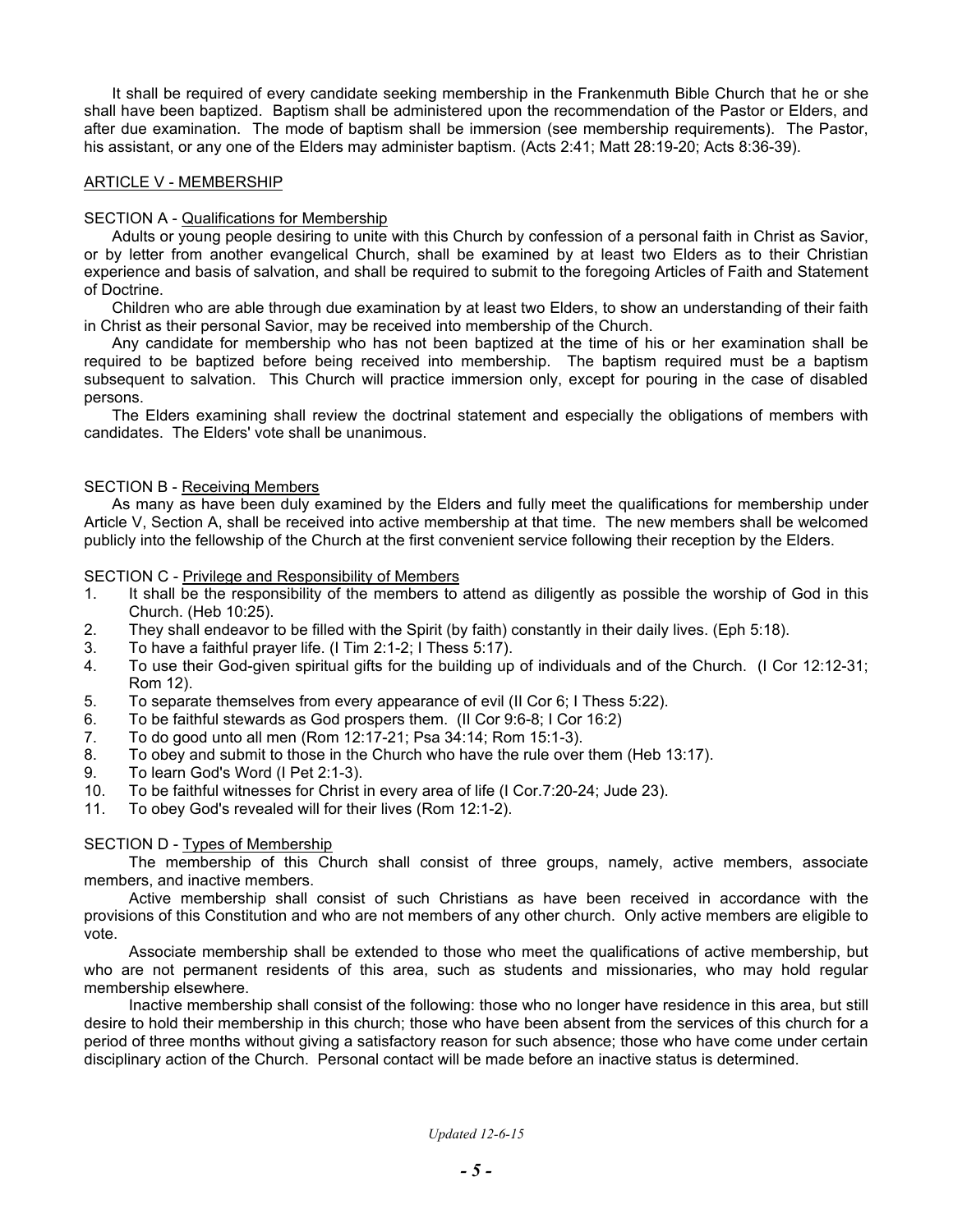It shall be required of every candidate seeking membership in the Frankenmuth Bible Church that he or she shall have been baptized. Baptism shall be administered upon the recommendation of the Pastor or Elders, and after due examination. The mode of baptism shall be immersion (see membership requirements). The Pastor, his assistant, or any one of the Elders may administer baptism. (Acts 2:41; Matt 28:19-20; Acts 8:36-39).

## ARTICLE V - MEMBERSHIP

### SECTION A - Qualifications for Membership

Adults or young people desiring to unite with this Church by confession of a personal faith in Christ as Savior, or by letter from another evangelical Church, shall be examined by at least two Elders as to their Christian experience and basis of salvation, and shall be required to submit to the foregoing Articles of Faith and Statement of Doctrine.

Children who are able through due examination by at least two Elders, to show an understanding of their faith in Christ as their personal Savior, may be received into membership of the Church.

Any candidate for membership who has not been baptized at the time of his or her examination shall be required to be baptized before being received into membership. The baptism required must be a baptism subsequent to salvation. This Church will practice immersion only, except for pouring in the case of disabled persons.

The Elders examining shall review the doctrinal statement and especially the obligations of members with candidates. The Elders' vote shall be unanimous.

### SECTION B - Receiving Members

As many as have been duly examined by the Elders and fully meet the qualifications for membership under Article V, Section A, shall be received into active membership at that time. The new members shall be welcomed publicly into the fellowship of the Church at the first convenient service following their reception by the Elders.

### SECTION C - Privilege and Responsibility of Members

1. It shall be the responsibility of the members to attend as diligently as possible the worship of God in this Church. (Heb 10:25).
2. They shall endeavor to be filled with the Spirit (by faith) constantly in their daily lives. (Eph 5:18).
3. To have a faithful prayer life. (I Tim 2:1-2; I Thess 5:17).
4. To use their God-given spiritual gifts for the building up of individuals and of the Church. (I Cor 12:12-31; Rom 12).
5. To separate themselves from every appearance of evil (II Cor 6; I Thess 5:22).
6. To be faithful stewards as God prospers them. (II Cor 9:6-8; I Cor 16:2)
7. To do good unto all men (Rom 12:17-21; Psa 34:14; Rom 15:1-3).
8. To obey and submit to those in the Church who have the rule over them (Heb 13:17).
9. To learn God's Word (I Pet 2:1-3).
10. To be faithful witnesses for Christ in every area of life (I Cor.7:20-24; Jude 23).
11. To obey God's revealed will for their lives (Rom 12:1-2).

### SECTION D - Types of Membership

The membership of this Church shall consist of three groups, namely, active members, associate members, and inactive members.

Active membership shall consist of such Christians as have been received in accordance with the provisions of this Constitution and who are not members of any other church. Only active members are eligible to vote.

Associate membership shall be extended to those who meet the qualifications of active membership, but who are not permanent residents of this area, such as students and missionaries, who may hold regular membership elsewhere.

Inactive membership shall consist of the following: those who no longer have residence in this area, but still desire to hold their membership in this church; those who have been absent from the services of this church for a period of three months without giving a satisfactory reason for such absence; those who have come under certain disciplinary action of the Church. Personal contact will be made before an inactive status is determined.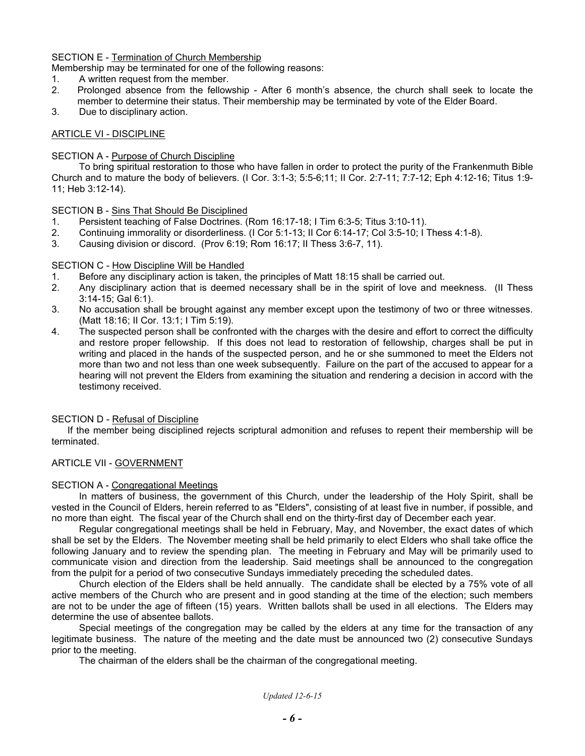SECTION E - Termination of Church Membership

Membership may be terminated for one of the following reasons:

1. A written request from the member.
2. Prolonged absence from the fellowship - After 6 month's absence, the church shall seek to locate the member to determine their status. Their membership may be terminated by vote of the Elder Board.
3. Due to disciplinary action.

## ARTICLE VI - DISCIPLINE

SECTION A - Purpose of Church Discipline

To bring spiritual restoration to those who have fallen in order to protect the purity of the Frankenmuth Bible Church and to mature the body of believers. (I Cor. 3:1-3; 5:5-6;11; II Cor. 2:7-11; 7:7-12; Eph 4:12-16; Titus 1:9-11; Heb 3:12-14).

SECTION B - Sins That Should Be Disciplined

1. Persistent teaching of False Doctrines. (Rom 16:17-18; I Tim 6:3-5; Titus 3:10-11).
2. Continuing immorality or disorderliness. (I Cor 5:1-13; II Cor 6:14-17; Col 3:5-10; I Thess 4:1-8).
3. Causing division or discord. (Prov 6:19; Rom 16:17; II Thess 3:6-7, 11).

SECTION C - How Discipline Will be Handled

1. Before any disciplinary action is taken, the principles of Matt 18:15 shall be carried out.
2. Any disciplinary action that is deemed necessary shall be in the spirit of love and meekness. (II Thess 3:14-15; Gal 6:1).
3. No accusation shall be brought against any member except upon the testimony of two or three witnesses. (Matt 18:16; II Cor. 13:1; I Tim 5:19).
4. The suspected person shall be confronted with the charges with the desire and effort to correct the difficulty and restore proper fellowship. If this does not lead to restoration of fellowship, charges shall be put in writing and placed in the hands of the suspected person, and he or she summoned to meet the Elders not more than two and not less than one week subsequently. Failure on the part of the accused to appear for a hearing will not prevent the Elders from examining the situation and rendering a decision in accord with the testimony received.

SECTION D - Refusal of Discipline

If the member being disciplined rejects scriptural admonition and refuses to repent their membership will be terminated.

## ARTICLE VII - GOVERNMENT

SECTION A - Congregational Meetings

In matters of business, the government of this Church, under the leadership of the Holy Spirit, shall be vested in the Council of Elders, herein referred to as "Elders", consisting of at least five in number, if possible, and no more than eight. The fiscal year of the Church shall end on the thirty-first day of December each year.

Regular congregational meetings shall be held in February, May, and November, the exact dates of which shall be set by the Elders. The November meeting shall be held primarily to elect Elders who shall take office the following January and to review the spending plan. The meeting in February and May will be primarily used to communicate vision and direction from the leadership. Said meetings shall be announced to the congregation from the pulpit for a period of two consecutive Sundays immediately preceding the scheduled dates.

Church election of the Elders shall be held annually. The candidate shall be elected by a 75% vote of all active members of the Church who are present and in good standing at the time of the election; such members are not to be under the age of fifteen (15) years. Written ballots shall be used in all elections. The Elders may determine the use of absentee ballots.

Special meetings of the congregation may be called by the elders at any time for the transaction of any legitimate business. The nature of the meeting and the date must be announced two (2) consecutive Sundays prior to the meeting.

The chairman of the elders shall be the chairman of the congregational meeting.

*Updated 12-6-15*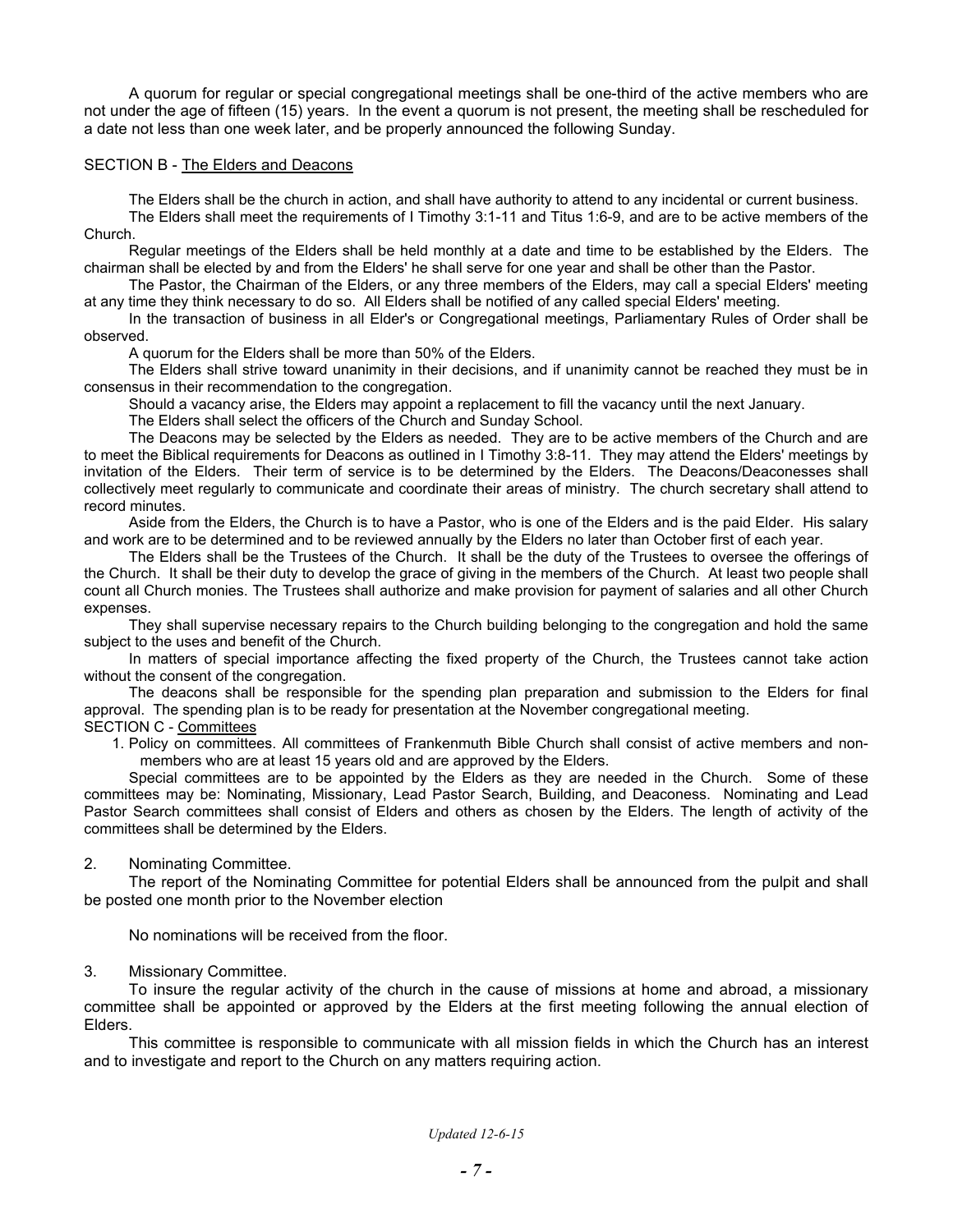A quorum for regular or special congregational meetings shall be one-third of the active members who are not under the age of fifteen (15) years. In the event a quorum is not present, the meeting shall be rescheduled for a date not less than one week later, and be properly announced the following Sunday.

SECTION B - The Elders and Deacons

The Elders shall be the church in action, and shall have authority to attend to any incidental or current business.

The Elders shall meet the requirements of I Timothy 3:1-11 and Titus 1:6-9, and are to be active members of the Church.

Regular meetings of the Elders shall be held monthly at a date and time to be established by the Elders. The chairman shall be elected by and from the Elders' he shall serve for one year and shall be other than the Pastor.

The Pastor, the Chairman of the Elders, or any three members of the Elders, may call a special Elders' meeting at any time they think necessary to do so. All Elders shall be notified of any called special Elders' meeting.

In the transaction of business in all Elder's or Congregational meetings, Parliamentary Rules of Order shall be observed.

A quorum for the Elders shall be more than 50% of the Elders.

The Elders shall strive toward unanimity in their decisions, and if unanimity cannot be reached they must be in consensus in their recommendation to the congregation.

Should a vacancy arise, the Elders may appoint a replacement to fill the vacancy until the next January.

The Elders shall select the officers of the Church and Sunday School.

The Deacons may be selected by the Elders as needed. They are to be active members of the Church and are to meet the Biblical requirements for Deacons as outlined in I Timothy 3:8-11. They may attend the Elders' meetings by invitation of the Elders. Their term of service is to be determined by the Elders. The Deacons/Deaconesses shall collectively meet regularly to communicate and coordinate their areas of ministry. The church secretary shall attend to record minutes.

Aside from the Elders, the Church is to have a Pastor, who is one of the Elders and is the paid Elder. His salary and work are to be determined and to be reviewed annually by the Elders no later than October first of each year.

The Elders shall be the Trustees of the Church. It shall be the duty of the Trustees to oversee the offerings of the Church. It shall be their duty to develop the grace of giving in the members of the Church. At least two people shall count all Church monies. The Trustees shall authorize and make provision for payment of salaries and all other Church expenses.

They shall supervise necessary repairs to the Church building belonging to the congregation and hold the same subject to the uses and benefit of the Church.

In matters of special importance affecting the fixed property of the Church, the Trustees cannot take action without the consent of the congregation.

The deacons shall be responsible for the spending plan preparation and submission to the Elders for final approval. The spending plan is to be ready for presentation at the November congregational meeting.

SECTION C - Committees

1. Policy on committees. All committees of Frankenmuth Bible Church shall consist of active members and non-members who are at least 15 years old and are approved by the Elders.

Special committees are to be appointed by the Elders as they are needed in the Church. Some of these committees may be: Nominating, Missionary, Lead Pastor Search, Building, and Deaconess. Nominating and Lead Pastor Search committees shall consist of Elders and others as chosen by the Elders. The length of activity of the committees shall be determined by the Elders.

2. Nominating Committee.

The report of the Nominating Committee for potential Elders shall be announced from the pulpit and shall be posted one month prior to the November election

No nominations will be received from the floor.

3. Missionary Committee.

To insure the regular activity of the church in the cause of missions at home and abroad, a missionary committee shall be appointed or approved by the Elders at the first meeting following the annual election of Elders.

This committee is responsible to communicate with all mission fields in which the Church has an interest and to investigate and report to the Church on any matters requiring action.

*Updated 12-6-15*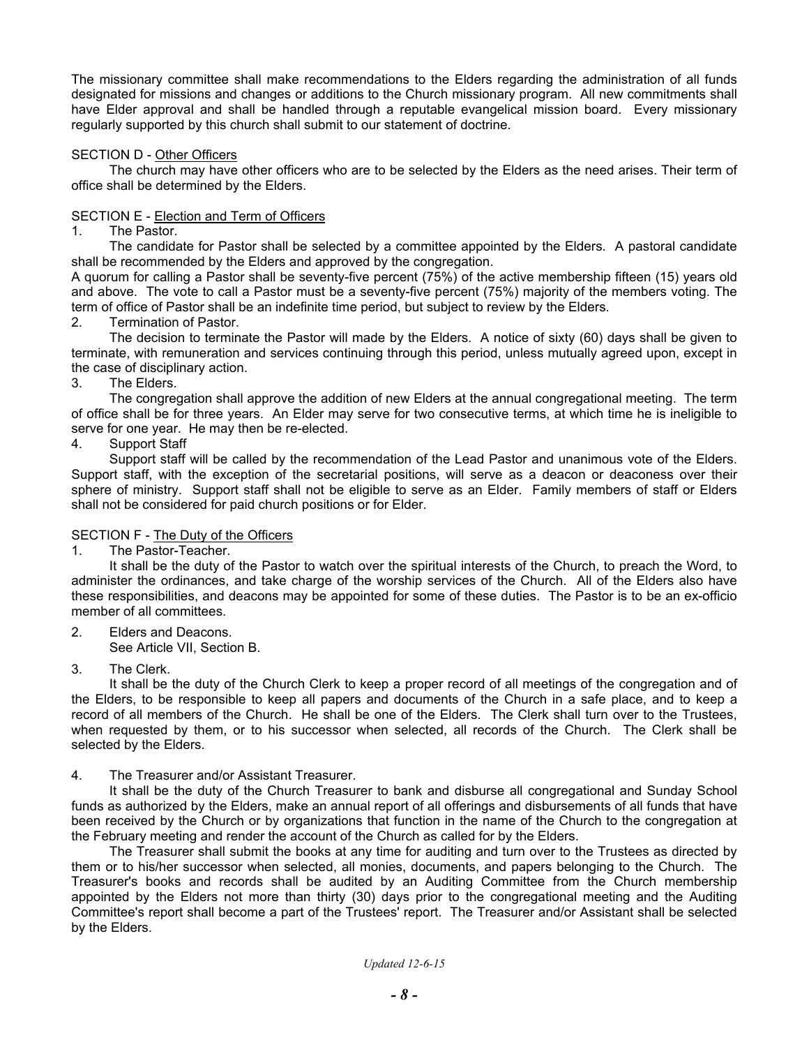The missionary committee shall make recommendations to the Elders regarding the administration of all funds designated for missions and changes or additions to the Church missionary program. All new commitments shall have Elder approval and shall be handled through a reputable evangelical mission board. Every missionary regularly supported by this church shall submit to our statement of doctrine.

SECTION D - Other Officers

The church may have other officers who are to be selected by the Elders as the need arises. Their term of office shall be determined by the Elders.

SECTION E - Election and Term of Officers

1. The Pastor.

The candidate for Pastor shall be selected by a committee appointed by the Elders. A pastoral candidate shall be recommended by the Elders and approved by the congregation.

A quorum for calling a Pastor shall be seventy-five percent (75%) of the active membership fifteen (15) years old and above. The vote to call a Pastor must be a seventy-five percent (75%) majority of the members voting. The term of office of Pastor shall be an indefinite time period, but subject to review by the Elders.

2. Termination of Pastor.

The decision to terminate the Pastor will made by the Elders. A notice of sixty (60) days shall be given to terminate, with remuneration and services continuing through this period, unless mutually agreed upon, except in the case of disciplinary action.

3. The Elders.

The congregation shall approve the addition of new Elders at the annual congregational meeting. The term of office shall be for three years. An Elder may serve for two consecutive terms, at which time he is ineligible to serve for one year. He may then be re-elected.

4. Support Staff

Support staff will be called by the recommendation of the Lead Pastor and unanimous vote of the Elders. Support staff, with the exception of the secretarial positions, will serve as a deacon or deaconess over their sphere of ministry. Support staff shall not be eligible to serve as an Elder. Family members of staff or Elders shall not be considered for paid church positions or for Elder.

SECTION F - The Duty of the Officers

1. The Pastor-Teacher.

It shall be the duty of the Pastor to watch over the spiritual interests of the Church, to preach the Word, to administer the ordinances, and take charge of the worship services of the Church. All of the Elders also have these responsibilities, and deacons may be appointed for some of these duties. The Pastor is to be an ex-officio member of all committees.

2. Elders and Deacons.

See Article VII, Section B.

3. The Clerk.

It shall be the duty of the Church Clerk to keep a proper record of all meetings of the congregation and of the Elders, to be responsible to keep all papers and documents of the Church in a safe place, and to keep a record of all members of the Church. He shall be one of the Elders. The Clerk shall turn over to the Trustees, when requested by them, or to his successor when selected, all records of the Church. The Clerk shall be selected by the Elders.

4. The Treasurer and/or Assistant Treasurer.

It shall be the duty of the Church Treasurer to bank and disburse all congregational and Sunday School funds as authorized by the Elders, make an annual report of all offerings and disbursements of all funds that have been received by the Church or by organizations that function in the name of the Church to the congregation at the February meeting and render the account of the Church as called for by the Elders.

The Treasurer shall submit the books at any time for auditing and turn over to the Trustees as directed by them or to his/her successor when selected, all monies, documents, and papers belonging to the Church. The Treasurer's books and records shall be audited by an Auditing Committee from the Church membership appointed by the Elders not more than thirty (30) days prior to the congregational meeting and the Auditing Committee's report shall become a part of the Trustees' report. The Treasurer and/or Assistant shall be selected by the Elders.

*Updated 12-6-15*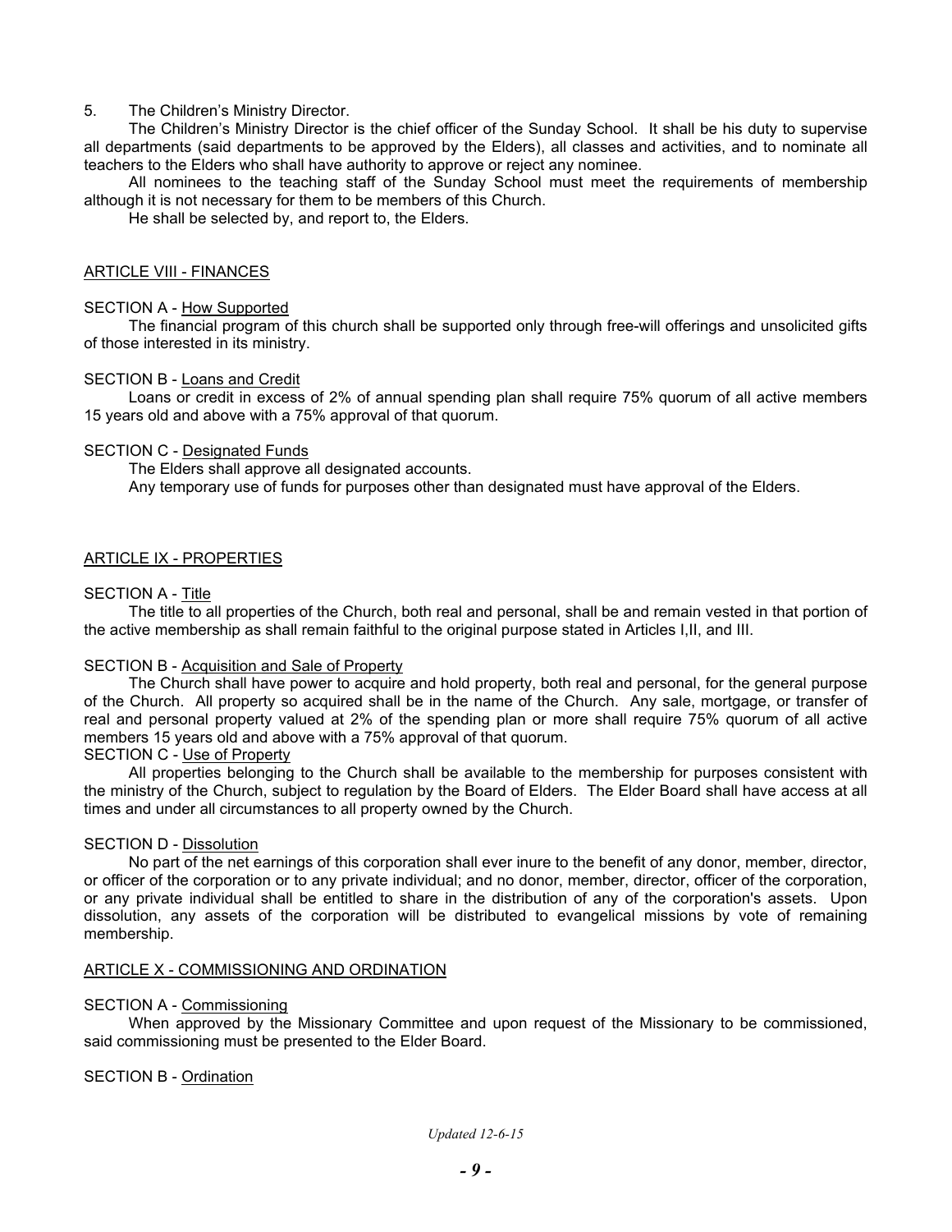5. The Children's Ministry Director.

The Children's Ministry Director is the chief officer of the Sunday School. It shall be his duty to supervise all departments (said departments to be approved by the Elders), all classes and activities, and to nominate all teachers to the Elders who shall have authority to approve or reject any nominee.

All nominees to the teaching staff of the Sunday School must meet the requirements of membership although it is not necessary for them to be members of this Church.

He shall be selected by, and report to, the Elders.

## ARTICLE VIII - FINANCES

### SECTION A - How Supported

The financial program of this church shall be supported only through free-will offerings and unsolicited gifts of those interested in its ministry.

### SECTION B - Loans and Credit

Loans or credit in excess of 2% of annual spending plan shall require 75% quorum of all active members 15 years old and above with a 75% approval of that quorum.

### SECTION C - Designated Funds

The Elders shall approve all designated accounts.

Any temporary use of funds for purposes other than designated must have approval of the Elders.

## ARTICLE IX - PROPERTIES

### SECTION A - Title

The title to all properties of the Church, both real and personal, shall be and remain vested in that portion of the active membership as shall remain faithful to the original purpose stated in Articles I,II, and III.

### SECTION B - Acquisition and Sale of Property

The Church shall have power to acquire and hold property, both real and personal, for the general purpose of the Church. All property so acquired shall be in the name of the Church. Any sale, mortgage, or transfer of real and personal property valued at 2% of the spending plan or more shall require 75% quorum of all active members 15 years old and above with a 75% approval of that quorum.

### SECTION C - Use of Property

All properties belonging to the Church shall be available to the membership for purposes consistent with the ministry of the Church, subject to regulation by the Board of Elders. The Elder Board shall have access at all times and under all circumstances to all property owned by the Church.

### SECTION D - Dissolution

No part of the net earnings of this corporation shall ever inure to the benefit of any donor, member, director, or officer of the corporation or to any private individual; and no donor, member, director, officer of the corporation, or any private individual shall be entitled to share in the distribution of any of the corporation's assets. Upon dissolution, any assets of the corporation will be distributed to evangelical missions by vote of remaining membership.

## ARTICLE X - COMMISSIONING AND ORDINATION

### SECTION A - Commissioning

When approved by the Missionary Committee and upon request of the Missionary to be commissioned, said commissioning must be presented to the Elder Board.

### SECTION B - Ordination

*Updated 12-6-15*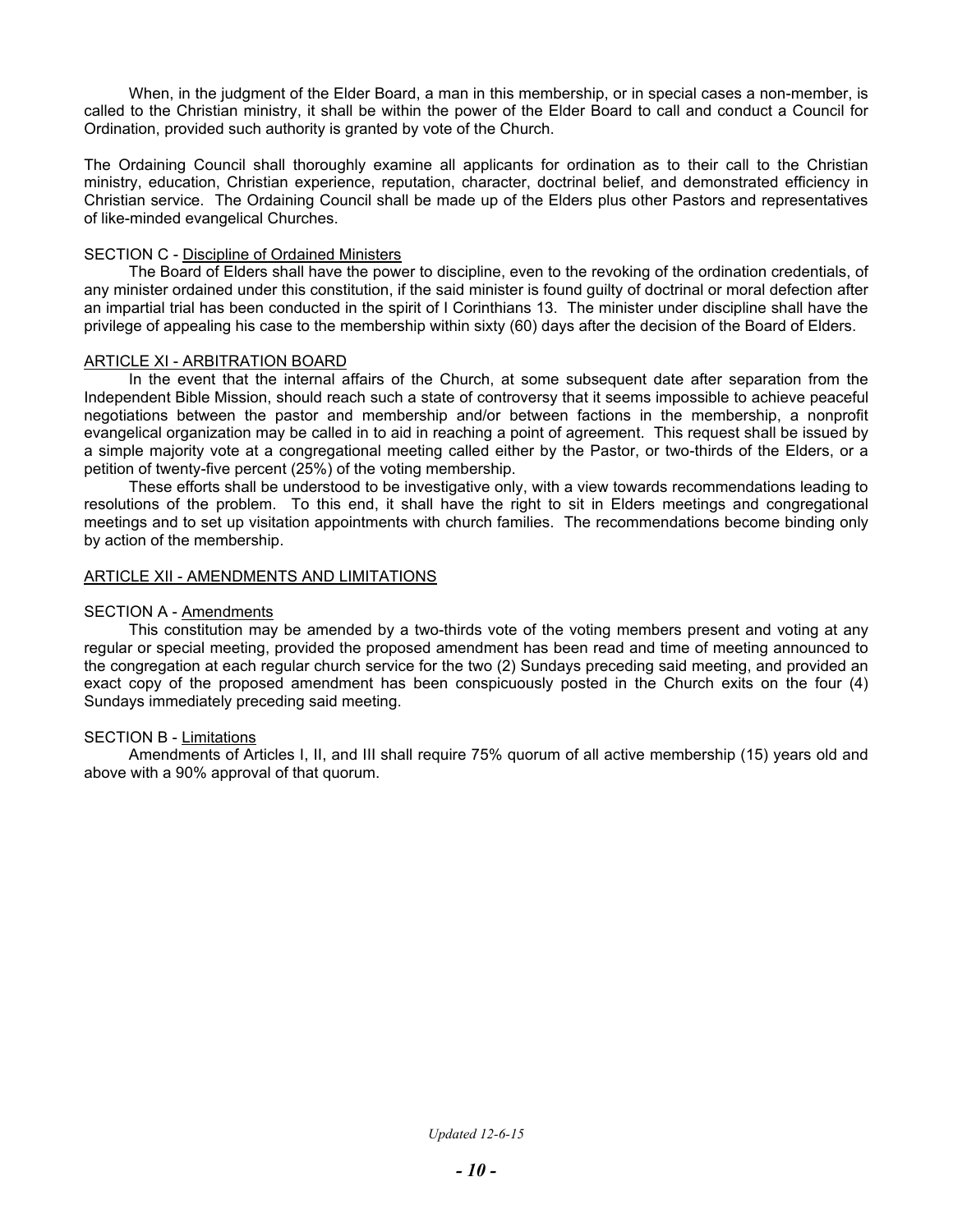When, in the judgment of the Elder Board, a man in this membership, or in special cases a non-member, is called to the Christian ministry, it shall be within the power of the Elder Board to call and conduct a Council for Ordination, provided such authority is granted by vote of the Church.

The Ordaining Council shall thoroughly examine all applicants for ordination as to their call to the Christian ministry, education, Christian experience, reputation, character, doctrinal belief, and demonstrated efficiency in Christian service. The Ordaining Council shall be made up of the Elders plus other Pastors and representatives of like-minded evangelical Churches.

SECTION C - Discipline of Ordained Ministers

The Board of Elders shall have the power to discipline, even to the revoking of the ordination credentials, of any minister ordained under this constitution, if the said minister is found guilty of doctrinal or moral defection after an impartial trial has been conducted in the spirit of I Corinthians 13. The minister under discipline shall have the privilege of appealing his case to the membership within sixty (60) days after the decision of the Board of Elders.

ARTICLE XI - ARBITRATION BOARD

In the event that the internal affairs of the Church, at some subsequent date after separation from the Independent Bible Mission, should reach such a state of controversy that it seems impossible to achieve peaceful negotiations between the pastor and membership and/or between factions in the membership, a nonprofit evangelical organization may be called in to aid in reaching a point of agreement. This request shall be issued by a simple majority vote at a congregational meeting called either by the Pastor, or two-thirds of the Elders, or a petition of twenty-five percent (25%) of the voting membership.

These efforts shall be understood to be investigative only, with a view towards recommendations leading to resolutions of the problem. To this end, it shall have the right to sit in Elders meetings and congregational meetings and to set up visitation appointments with church families. The recommendations become binding only by action of the membership.

ARTICLE XII - AMENDMENTS AND LIMITATIONS

SECTION A - Amendments

This constitution may be amended by a two-thirds vote of the voting members present and voting at any regular or special meeting, provided the proposed amendment has been read and time of meeting announced to the congregation at each regular church service for the two (2) Sundays preceding said meeting, and provided an exact copy of the proposed amendment has been conspicuously posted in the Church exits on the four (4) Sundays immediately preceding said meeting.

SECTION B - Limitations

Amendments of Articles I, II, and III shall require 75% quorum of all active membership (15) years old and above with a 90% approval of that quorum.

*Updated 12-6-15*